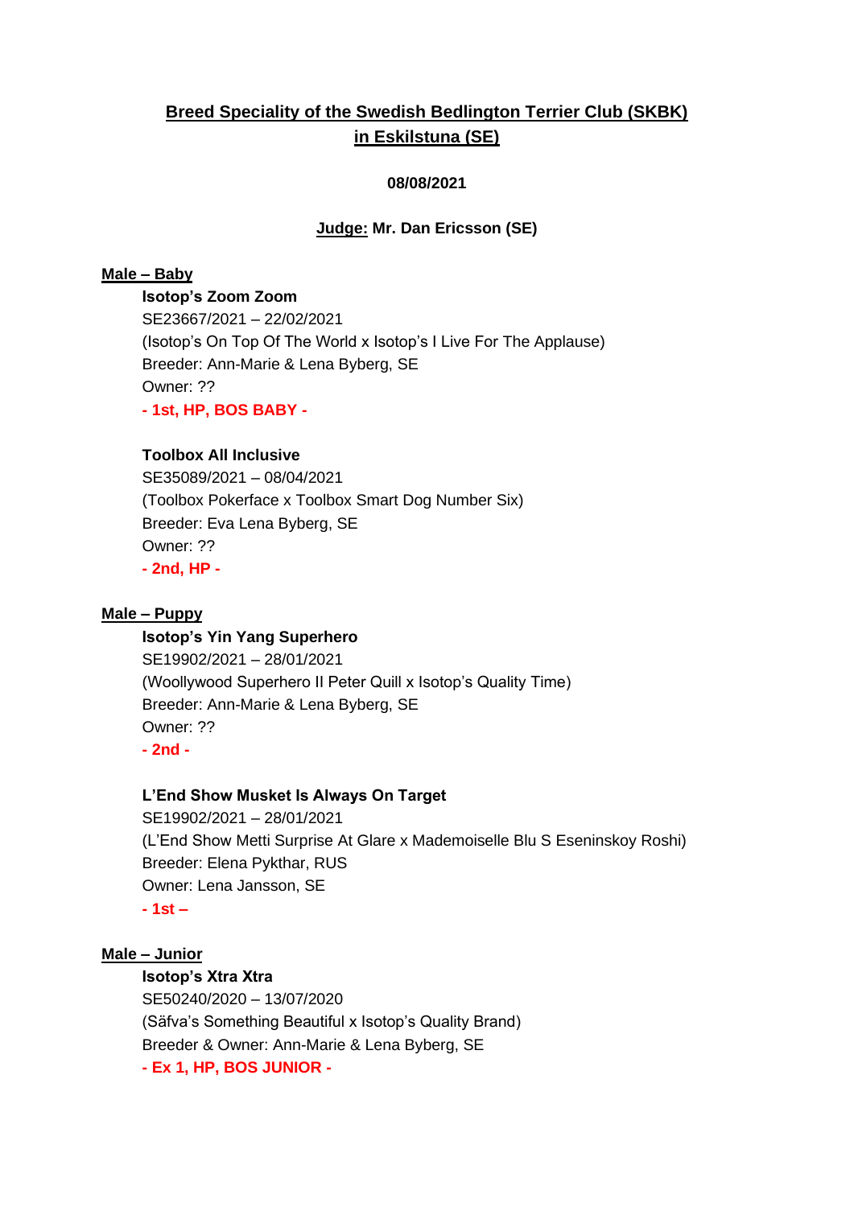# Breed Speciality of the Swedish Bedlington Terrier Club (SKBK) in Eskilstuna (SE)

**08/08/2021**

**Judge: Mr. Dan Ericsson (SE)**

## Male – Baby

**Isotop's Zoom Zoom**
SE23667/2021 – 22/02/2021
(Isotop's On Top Of The World x Isotop's I Live For The Applause)
Breeder: Ann-Marie & Lena Byberg, SE
Owner: ??
**- 1st, HP, BOS BABY -**

**Toolbox All Inclusive**
SE35089/2021 – 08/04/2021
(Toolbox Pokerface x Toolbox Smart Dog Number Six)
Breeder: Eva Lena Byberg, SE
Owner: ??
**- 2nd, HP -**

## Male – Puppy

**Isotop's Yin Yang Superhero**
SE19902/2021 – 28/01/2021
(Woollywood Superhero II Peter Quill x Isotop's Quality Time)
Breeder: Ann-Marie & Lena Byberg, SE
Owner: ??
**- 2nd -**

**L'End Show Musket Is Always On Target**
SE19902/2021 – 28/01/2021
(L'End Show Metti Surprise At Glare x Mademoiselle Blu S Eseninskoy Roshi)
Breeder: Elena Pykthar, RUS
Owner: Lena Jansson, SE
**- 1st –**

## Male – Junior

**Isotop's Xtra Xtra**
SE50240/2020 – 13/07/2020
(Säfva's Something Beautiful x Isotop's Quality Brand)
Breeder & Owner: Ann-Marie & Lena Byberg, SE
**- Ex 1, HP, BOS JUNIOR -**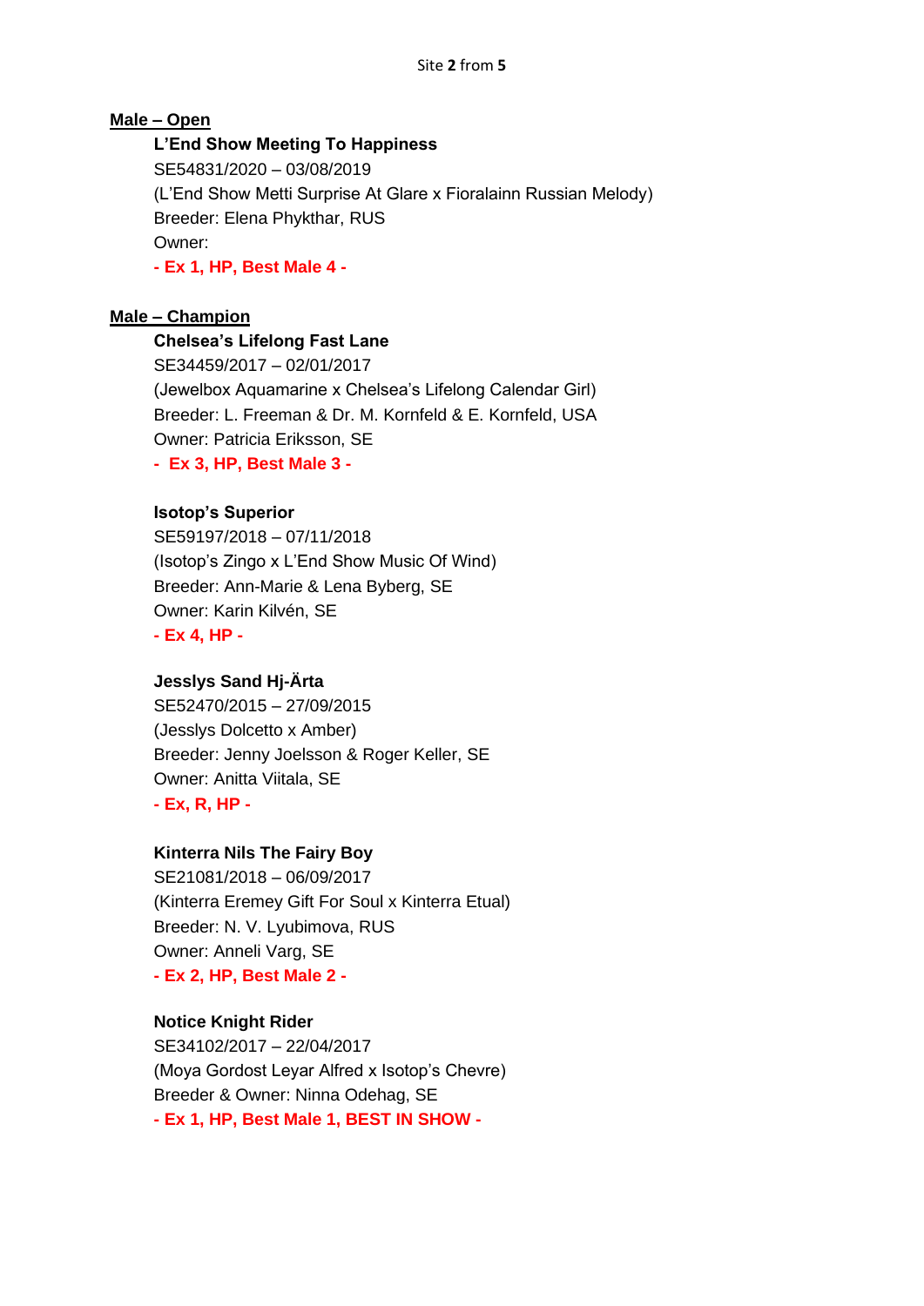## Male – Open

**L'End Show Meeting To Happiness**
SE54831/2020 – 03/08/2019
(L'End Show Metti Surprise At Glare x Fioralainn Russian Melody)
Breeder: Elena Phykthar, RUS
Owner:
**- Ex 1, HP, Best Male 4 -**

## Male – Champion

**Chelsea's Lifelong Fast Lane**
SE34459/2017 – 02/01/2017
(Jewelbox Aquamarine x Chelsea's Lifelong Calendar Girl)
Breeder: L. Freeman & Dr. M. Kornfeld & E. Kornfeld, USA
Owner: Patricia Eriksson, SE
**- Ex 3, HP, Best Male 3 -**

**Isotop's Superior**
SE59197/2018 – 07/11/2018
(Isotop's Zingo x L'End Show Music Of Wind)
Breeder: Ann-Marie & Lena Byberg, SE
Owner: Karin Kilvén, SE
**- Ex 4, HP -**

**Jesslys Sand Hj-Ärta**
SE52470/2015 – 27/09/2015
(Jesslys Dolcetto x Amber)
Breeder: Jenny Joelsson & Roger Keller, SE
Owner: Anitta Viitala, SE
**- Ex, R, HP -**

**Kinterra Nils The Fairy Boy**
SE21081/2018 – 06/09/2017
(Kinterra Eremey Gift For Soul x Kinterra Etual)
Breeder: N. V. Lyubimova, RUS
Owner: Anneli Varg, SE
**- Ex 2, HP, Best Male 2 -**

**Notice Knight Rider**
SE34102/2017 – 22/04/2017
(Moya Gordost Leyar Alfred x Isotop's Chevre)
Breeder & Owner: Ninna Odehag, SE
**- Ex 1, HP, Best Male 1, BEST IN SHOW -**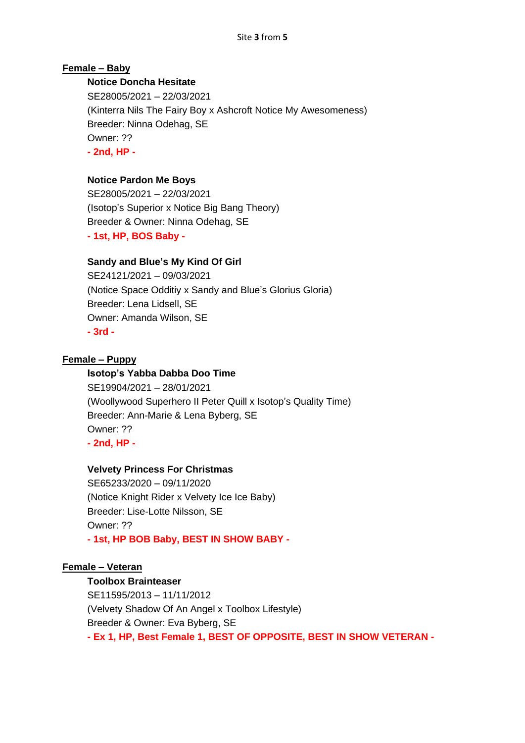## Female – Baby

**Notice Doncha Hesitate**
SE28005/2021 – 22/03/2021
(Kinterra Nils The Fairy Boy x Ashcroft Notice My Awesomeness)
Breeder: Ninna Odehag, SE
Owner: ??
**- 2nd, HP -**

**Notice Pardon Me Boys**
SE28005/2021 – 22/03/2021
(Isotop's Superior x Notice Big Bang Theory)
Breeder & Owner: Ninna Odehag, SE
**- 1st, HP, BOS Baby -**

**Sandy and Blue's My Kind Of Girl**
SE24121/2021 – 09/03/2021
(Notice Space Odditiy x Sandy and Blue's Glorius Gloria)
Breeder: Lena Lidsell, SE
Owner: Amanda Wilson, SE
**- 3rd -**

## Female – Puppy

**Isotop's Yabba Dabba Doo Time**
SE19904/2021 – 28/01/2021
(Woollywood Superhero II Peter Quill x Isotop's Quality Time)
Breeder: Ann-Marie & Lena Byberg, SE
Owner: ??
**- 2nd, HP -**

**Velvety Princess For Christmas**
SE65233/2020 – 09/11/2020
(Notice Knight Rider x Velvety Ice Ice Baby)
Breeder: Lise-Lotte Nilsson, SE
Owner: ??
**- 1st, HP BOB Baby, BEST IN SHOW BABY -**

## Female – Veteran

**Toolbox Brainteaser**
SE11595/2013 – 11/11/2012
(Velvety Shadow Of An Angel x Toolbox Lifestyle)
Breeder & Owner: Eva Byberg, SE
**- Ex 1, HP, Best Female 1, BEST OF OPPOSITE, BEST IN SHOW VETERAN -**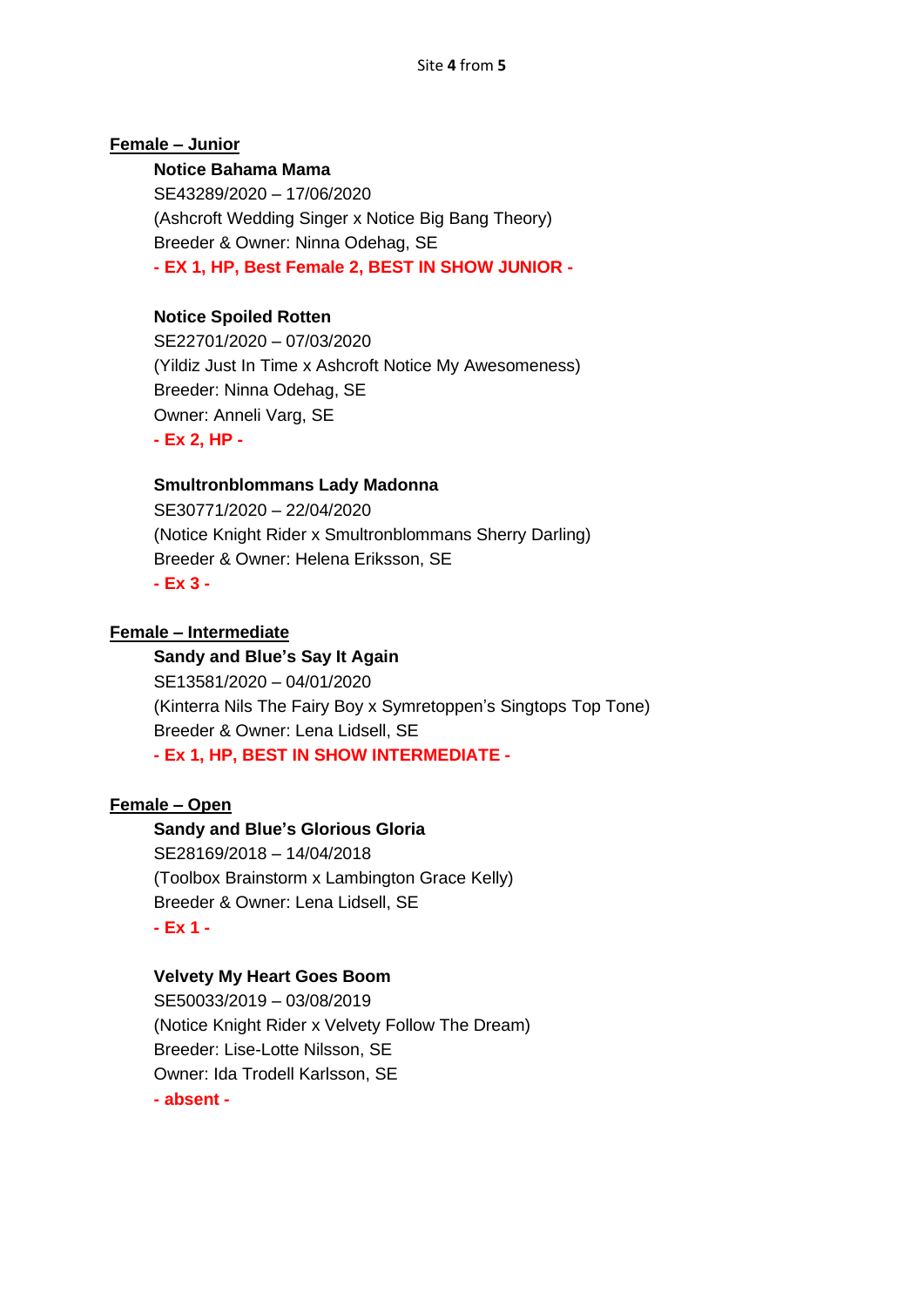## Female – Junior

**Notice Bahama Mama**
SE43289/2020 – 17/06/2020
(Ashcroft Wedding Singer x Notice Big Bang Theory)
Breeder & Owner: Ninna Odehag, SE
**- EX 1, HP, Best Female 2, BEST IN SHOW JUNIOR -**

**Notice Spoiled Rotten**
SE22701/2020 – 07/03/2020
(Yildiz Just In Time x Ashcroft Notice My Awesomeness)
Breeder: Ninna Odehag, SE
Owner: Anneli Varg, SE
**- Ex 2, HP -**

**Smultronblommans Lady Madonna**
SE30771/2020 – 22/04/2020
(Notice Knight Rider x Smultronblommans Sherry Darling)
Breeder & Owner: Helena Eriksson, SE
**- Ex 3 -**

## Female – Intermediate

**Sandy and Blue's Say It Again**
SE13581/2020 – 04/01/2020
(Kinterra Nils The Fairy Boy x Symretoppen's Singtops Top Tone)
Breeder & Owner: Lena Lidsell, SE
**- Ex 1, HP, BEST IN SHOW INTERMEDIATE -**

## Female – Open

**Sandy and Blue's Glorious Gloria**
SE28169/2018 – 14/04/2018
(Toolbox Brainstorm x Lambington Grace Kelly)
Breeder & Owner: Lena Lidsell, SE
**- Ex 1 -**

**Velvety My Heart Goes Boom**
SE50033/2019 – 03/08/2019
(Notice Knight Rider x Velvety Follow The Dream)
Breeder: Lise-Lotte Nilsson, SE
Owner: Ida Trodell Karlsson, SE
**- absent -**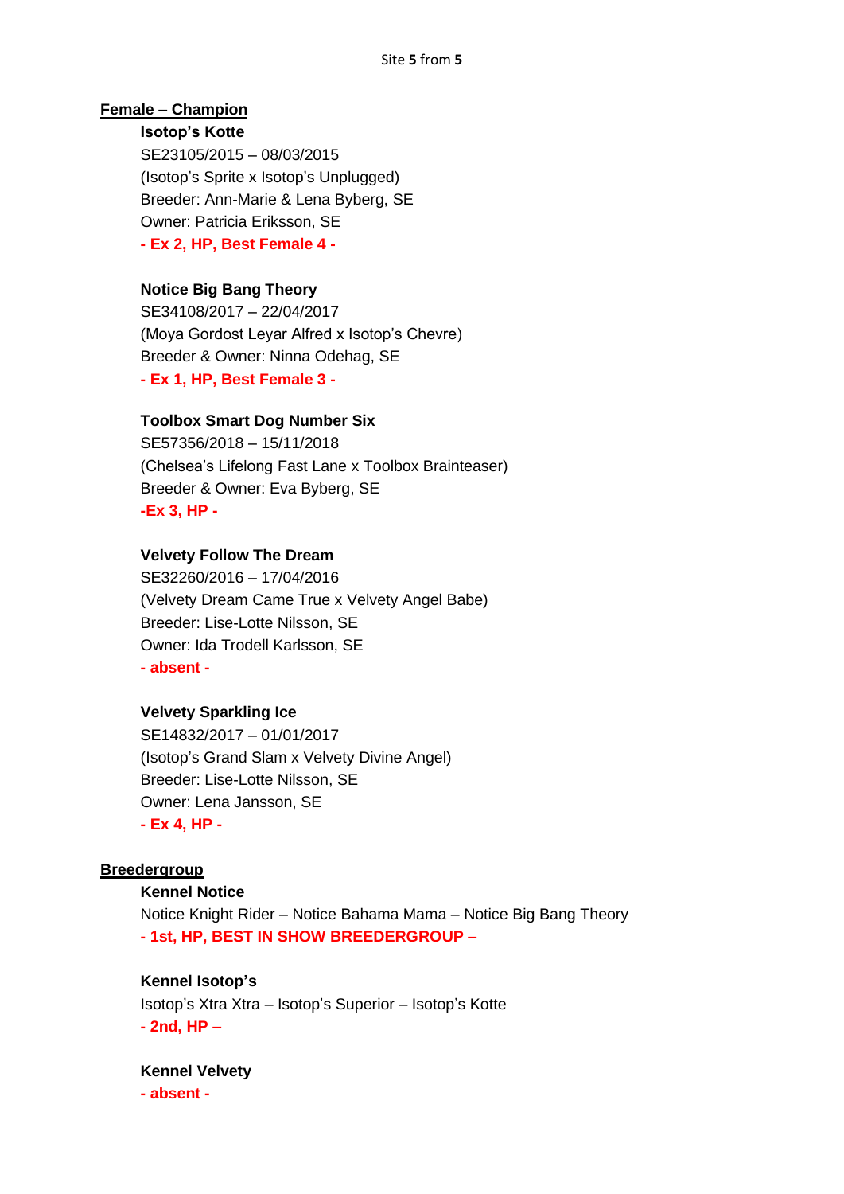**Female – Champion**

**Isotop's Kotte**
SE23105/2015 – 08/03/2015
(Isotop's Sprite x Isotop's Unplugged)
Breeder: Ann-Marie & Lena Byberg, SE
Owner: Patricia Eriksson, SE
**- Ex 2, HP, Best Female 4 -**

**Notice Big Bang Theory**
SE34108/2017 – 22/04/2017
(Moya Gordost Leyar Alfred x Isotop's Chevre)
Breeder & Owner: Ninna Odehag, SE
**- Ex 1, HP, Best Female 3 -**

**Toolbox Smart Dog Number Six**
SE57356/2018 – 15/11/2018
(Chelsea's Lifelong Fast Lane x Toolbox Brainteaser)
Breeder & Owner: Eva Byberg, SE
**-Ex 3, HP -**

**Velvety Follow The Dream**
SE32260/2016 – 17/04/2016
(Velvety Dream Came True x Velvety Angel Babe)
Breeder: Lise-Lotte Nilsson, SE
Owner: Ida Trodell Karlsson, SE
**- absent -**

**Velvety Sparkling Ice**
SE14832/2017 – 01/01/2017
(Isotop's Grand Slam x Velvety Divine Angel)
Breeder: Lise-Lotte Nilsson, SE
Owner: Lena Jansson, SE
**- Ex 4, HP -**

**Breedergroup**

**Kennel Notice**
Notice Knight Rider – Notice Bahama Mama – Notice Big Bang Theory
**- 1st, HP, BEST IN SHOW BREEDERGROUP –**

**Kennel Isotop's**
Isotop's Xtra Xtra – Isotop's Superior – Isotop's Kotte
**- 2nd, HP –**

**Kennel Velvety**
**- absent -**